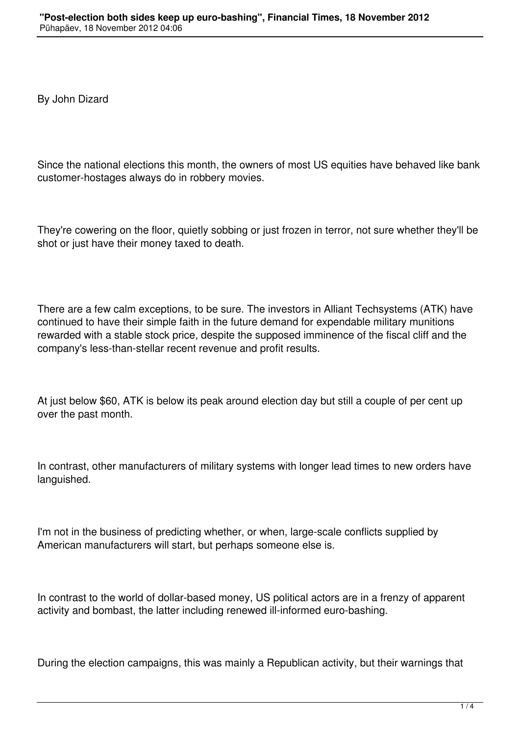By John Dizard

Since the national elections this month, the owners of most US equities have behaved like bank customer-hostages always do in robbery movies.

They're cowering on the floor, quietly sobbing or just frozen in terror, not sure whether they'll be shot or just have their money taxed to death.

There are a few calm exceptions, to be sure. The investors in Alliant Techsystems (ATK) have continued to have their simple faith in the future demand for expendable military munitions rewarded with a stable stock price, despite the supposed imminence of the fiscal cliff and the company's less-than-stellar recent revenue and profit results.

At just below $60, ATK is below its peak around election day but still a couple of per cent up over the past month.

In contrast, other manufacturers of military systems with longer lead times to new orders have languished.

I'm not in the business of predicting whether, or when, large-scale conflicts supplied by American manufacturers will start, but perhaps someone else is.

In contrast to the world of dollar-based money, US political actors are in a frenzy of apparent activity and bombast, the latter including renewed ill-informed euro-bashing.

During the election campaigns, this was mainly a Republican activity, but their warnings that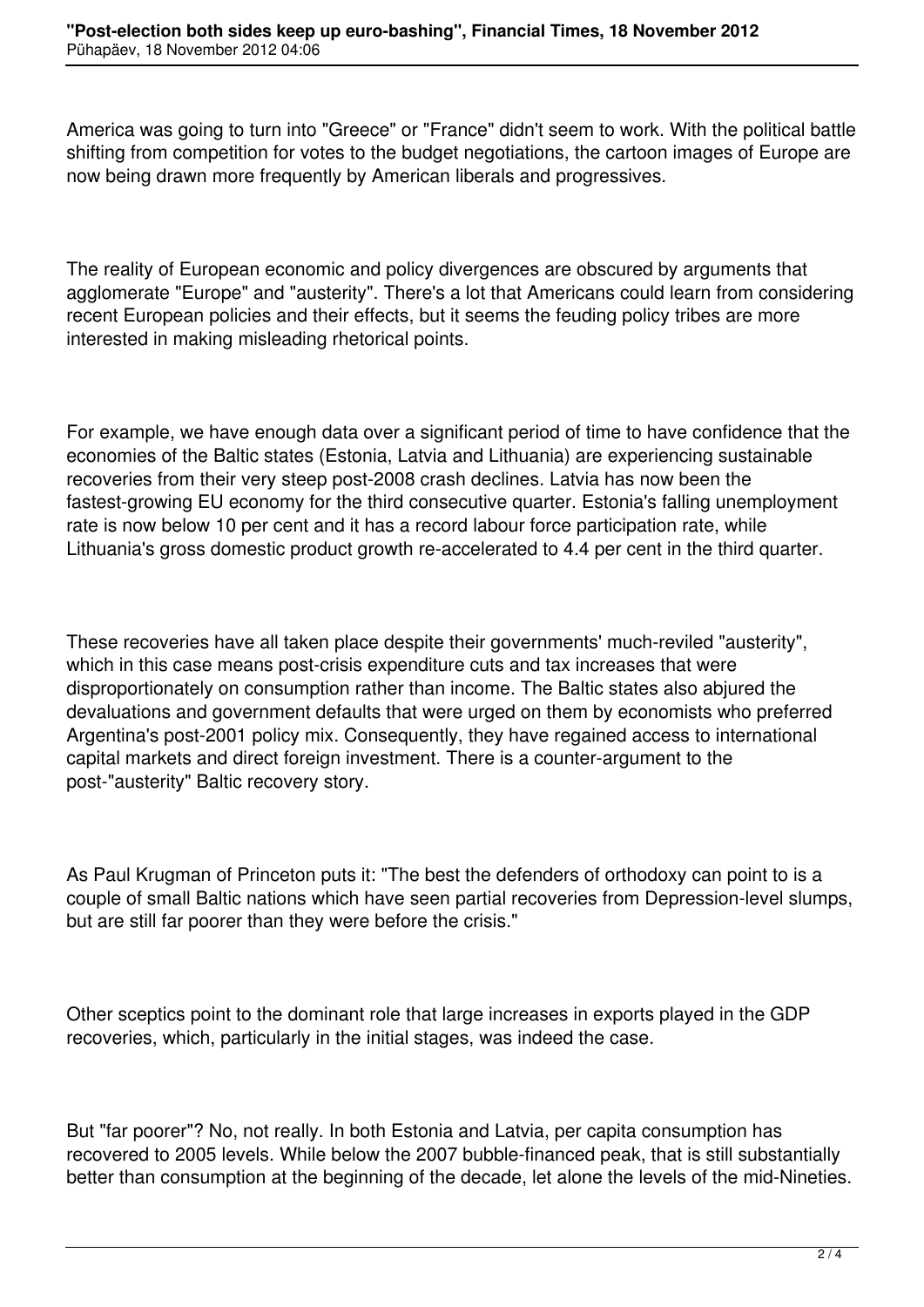America was going to turn into "Greece" or "France" didn't seem to work. With the political battle shifting from competition for votes to the budget negotiations, the cartoon images of Europe are now being drawn more frequently by American liberals and progressives.

The reality of European economic and policy divergences are obscured by arguments that agglomerate "Europe" and "austerity". There's a lot that Americans could learn from considering recent European policies and their effects, but it seems the feuding policy tribes are more interested in making misleading rhetorical points.

For example, we have enough data over a significant period of time to have confidence that the economies of the Baltic states (Estonia, Latvia and Lithuania) are experiencing sustainable recoveries from their very steep post-2008 crash declines. Latvia has now been the fastest-growing EU economy for the third consecutive quarter. Estonia's falling unemployment rate is now below 10 per cent and it has a record labour force participation rate, while Lithuania's gross domestic product growth re-accelerated to 4.4 per cent in the third quarter.

These recoveries have all taken place despite their governments' much-reviled "austerity", which in this case means post-crisis expenditure cuts and tax increases that were disproportionately on consumption rather than income. The Baltic states also abjured the devaluations and government defaults that were urged on them by economists who preferred Argentina's post-2001 policy mix. Consequently, they have regained access to international capital markets and direct foreign investment. There is a counter-argument to the post-"austerity" Baltic recovery story.

As Paul Krugman of Princeton puts it: "The best the defenders of orthodoxy can point to is a couple of small Baltic nations which have seen partial recoveries from Depression-level slumps, but are still far poorer than they were before the crisis."

Other sceptics point to the dominant role that large increases in exports played in the GDP recoveries, which, particularly in the initial stages, was indeed the case.

But "far poorer"? No, not really. In both Estonia and Latvia, per capita consumption has recovered to 2005 levels. While below the 2007 bubble-financed peak, that is still substantially better than consumption at the beginning of the decade, let alone the levels of the mid-Nineties.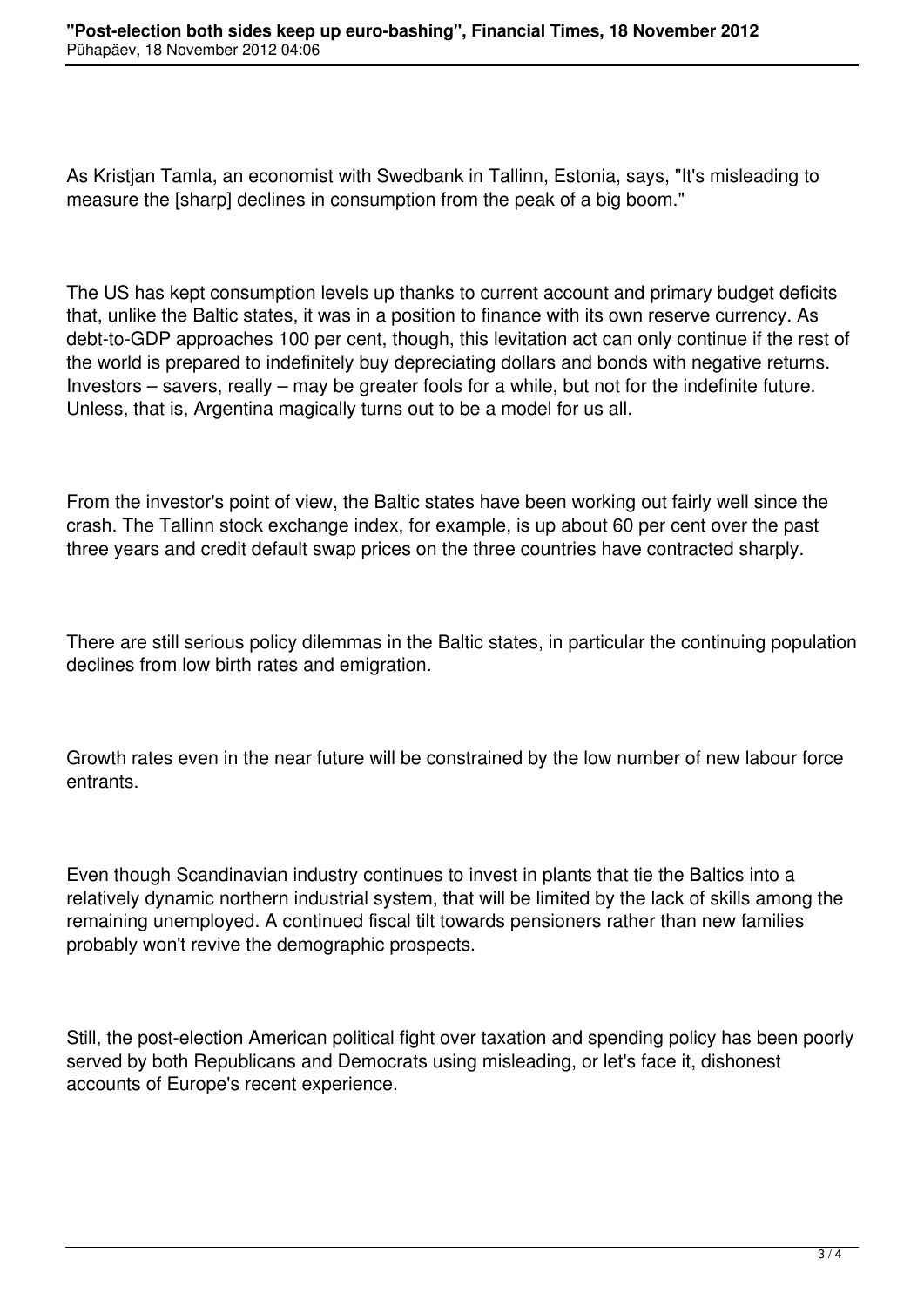As Kristjan Tamla, an economist with Swedbank in Tallinn, Estonia, says, "It's misleading to measure the [sharp] declines in consumption from the peak of a big boom."

The US has kept consumption levels up thanks to current account and primary budget deficits that, unlike the Baltic states, it was in a position to finance with its own reserve currency. As debt-to-GDP approaches 100 per cent, though, this levitation act can only continue if the rest of the world is prepared to indefinitely buy depreciating dollars and bonds with negative returns. Investors – savers, really – may be greater fools for a while, but not for the indefinite future. Unless, that is, Argentina magically turns out to be a model for us all.

From the investor's point of view, the Baltic states have been working out fairly well since the crash. The Tallinn stock exchange index, for example, is up about 60 per cent over the past three years and credit default swap prices on the three countries have contracted sharply.

There are still serious policy dilemmas in the Baltic states, in particular the continuing population declines from low birth rates and emigration.

Growth rates even in the near future will be constrained by the low number of new labour force entrants.

Even though Scandinavian industry continues to invest in plants that tie the Baltics into a relatively dynamic northern industrial system, that will be limited by the lack of skills among the remaining unemployed. A continued fiscal tilt towards pensioners rather than new families probably won't revive the demographic prospects.

Still, the post-election American political fight over taxation and spending policy has been poorly served by both Republicans and Democrats using misleading, or let's face it, dishonest accounts of Europe's recent experience.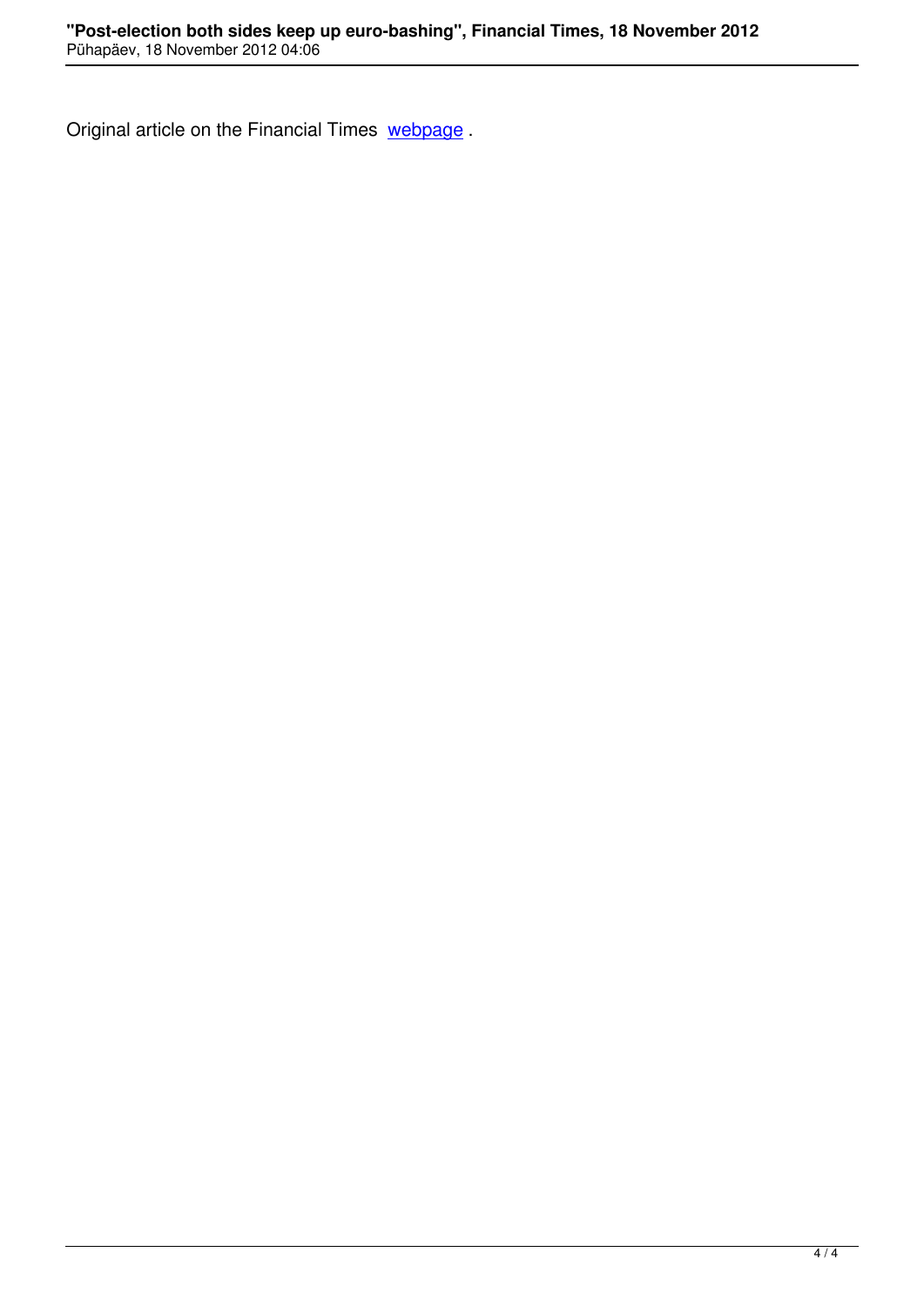Original article on the Financial Times [webpage](webpage) .